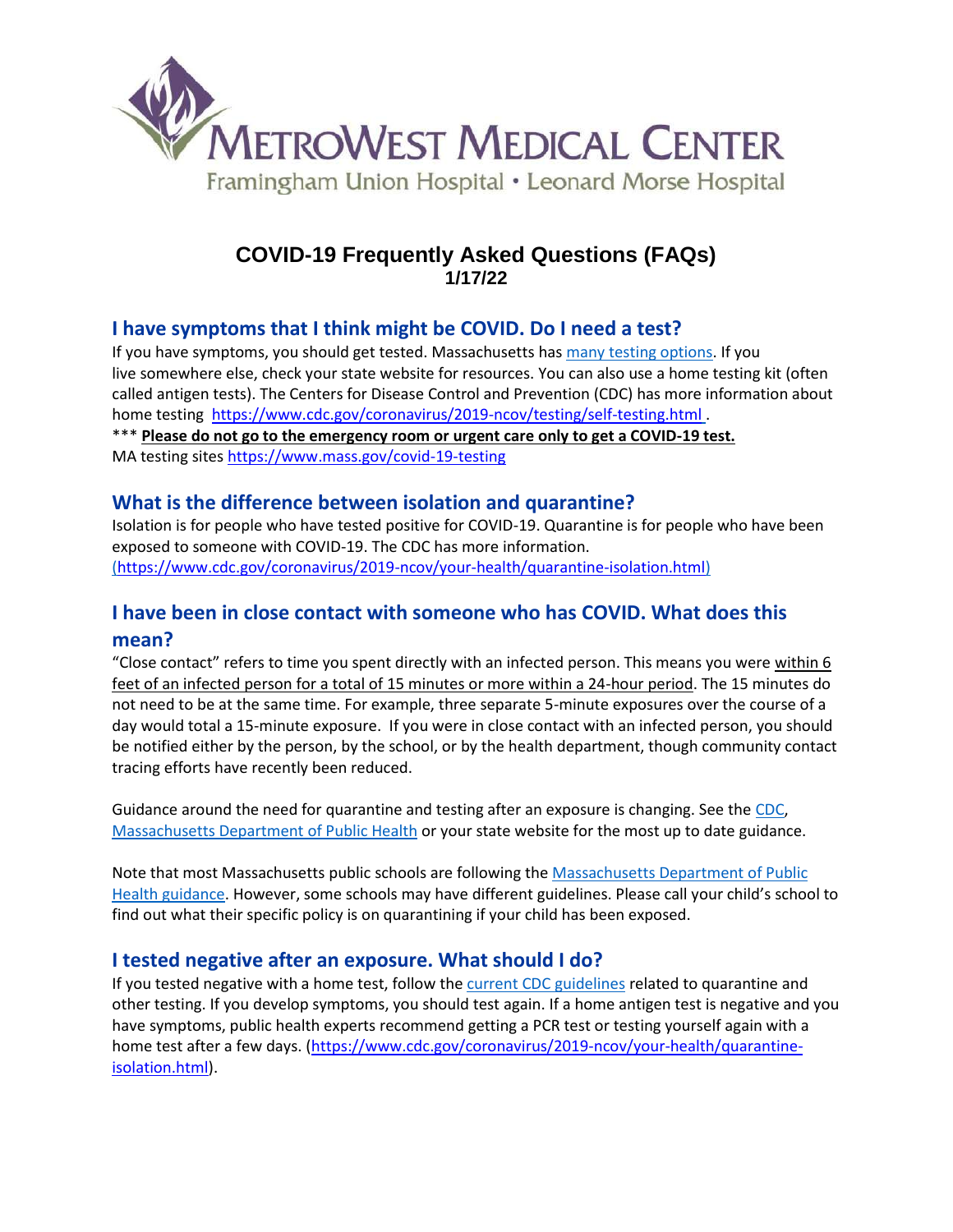METROWEST MEDICAL CENTER

Framingham Union Hospital • Leonard Morse Hospital

# COVID-19 Frequently Asked Questions (FAQs)

**1/17/22**

## I have symptoms that I think might be COVID. Do I need a test?

If you have symptoms, you should get tested. Massachusetts has [many testing options](https://www.mass.gov/covid-19-testing). If you live somewhere else, check your state website for resources. You can also use a home testing kit (often called antigen tests). The Centers for Disease Control and Prevention (CDC) has more information about home testing https://www.cdc.gov/coronavirus/2019-ncov/testing/self-testing.html .

\*\*\* **Please do not go to the emergency room or urgent care only to get a COVID-19 test.**

MA testing sites https://www.mass.gov/covid-19-testing

## What is the difference between isolation and quarantine?

Isolation is for people who have tested positive for COVID-19. Quarantine is for people who have been exposed to someone with COVID-19. The CDC has more information. (https://www.cdc.gov/coronavirus/2019-ncov/your-health/quarantine-isolation.html)

## I have been in close contact with someone who has COVID. What does this mean?

"Close contact" refers to time you spent directly with an infected person. This means you were within 6 feet of an infected person for a total of 15 minutes or more within a 24-hour period. The 15 minutes do not need to be at the same time. For example, three separate 5-minute exposures over the course of a day would total a 15-minute exposure. If you were in close contact with an infected person, you should be notified either by the person, by the school, or by the health department, though community contact tracing efforts have recently been reduced.

Guidance around the need for quarantine and testing after an exposure is changing. See the CDC, Massachusetts Department of Public Health or your state website for the most up to date guidance.

Note that most Massachusetts public schools are following the Massachusetts Department of Public Health guidance. However, some schools may have different guidelines. Please call your child's school to find out what their specific policy is on quarantining if your child has been exposed.

## I tested negative after an exposure. What should I do?

If you tested negative with a home test, follow the current CDC guidelines related to quarantine and other testing. If you develop symptoms, you should test again. If a home antigen test is negative and you have symptoms, public health experts recommend getting a PCR test or testing yourself again with a home test after a few days. (https://www.cdc.gov/coronavirus/2019-ncov/your-health/quarantine-isolation.html).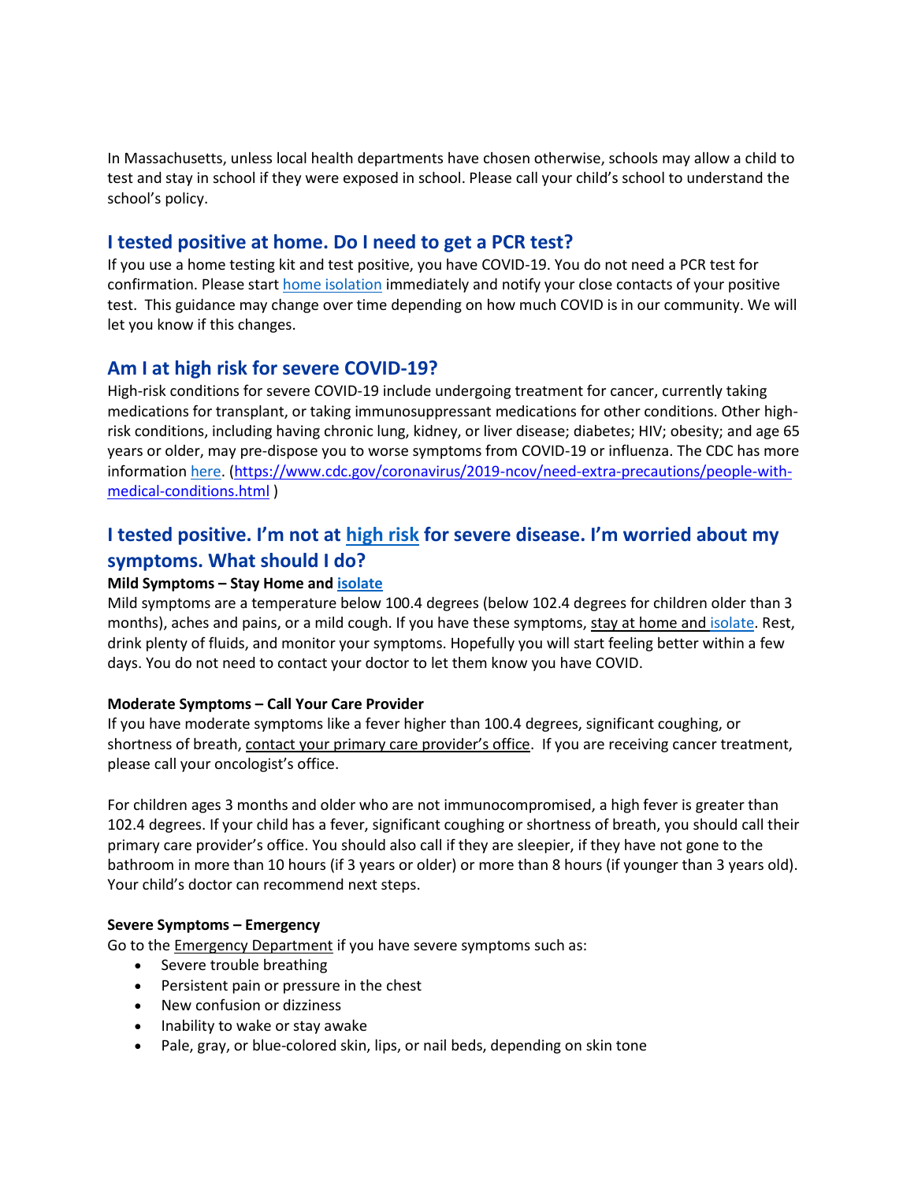In Massachusetts, unless local health departments have chosen otherwise, schools may allow a child to test and stay in school if they were exposed in school. Please call your child's school to understand the school's policy.

## I tested positive at home. Do I need to get a PCR test?

If you use a home testing kit and test positive, you have COVID-19. You do not need a PCR test for confirmation. Please start home isolation immediately and notify your close contacts of your positive test. This guidance may change over time depending on how much COVID is in our community. We will let you know if this changes.

## Am I at high risk for severe COVID-19?

High-risk conditions for severe COVID-19 include undergoing treatment for cancer, currently taking medications for transplant, or taking immunosuppressant medications for other conditions. Other high-risk conditions, including having chronic lung, kidney, or liver disease; diabetes; HIV; obesity; and age 65 years or older, may pre-dispose you to worse symptoms from COVID-19 or influenza. The CDC has more information here. (https://www.cdc.gov/coronavirus/2019-ncov/need-extra-precautions/people-with-medical-conditions.html )

## I tested positive. I'm not at high risk for severe disease. I'm worried about my symptoms. What should I do?

**Mild Symptoms – Stay Home and isolate**

Mild symptoms are a temperature below 100.4 degrees (below 102.4 degrees for children older than 3 months), aches and pains, or a mild cough. If you have these symptoms, stay at home and isolate. Rest, drink plenty of fluids, and monitor your symptoms. Hopefully you will start feeling better within a few days. You do not need to contact your doctor to let them know you have COVID.

**Moderate Symptoms – Call Your Care Provider**

If you have moderate symptoms like a fever higher than 100.4 degrees, significant coughing, or shortness of breath, contact your primary care provider's office. If you are receiving cancer treatment, please call your oncologist's office.

For children ages 3 months and older who are not immunocompromised, a high fever is greater than 102.4 degrees. If your child has a fever, significant coughing or shortness of breath, you should call their primary care provider's office. You should also call if they are sleepier, if they have not gone to the bathroom in more than 10 hours (if 3 years or older) or more than 8 hours (if younger than 3 years old). Your child's doctor can recommend next steps.

**Severe Symptoms – Emergency**

Go to the Emergency Department if you have severe symptoms such as:

- Severe trouble breathing
- Persistent pain or pressure in the chest
- New confusion or dizziness
- Inability to wake or stay awake
- Pale, gray, or blue-colored skin, lips, or nail beds, depending on skin tone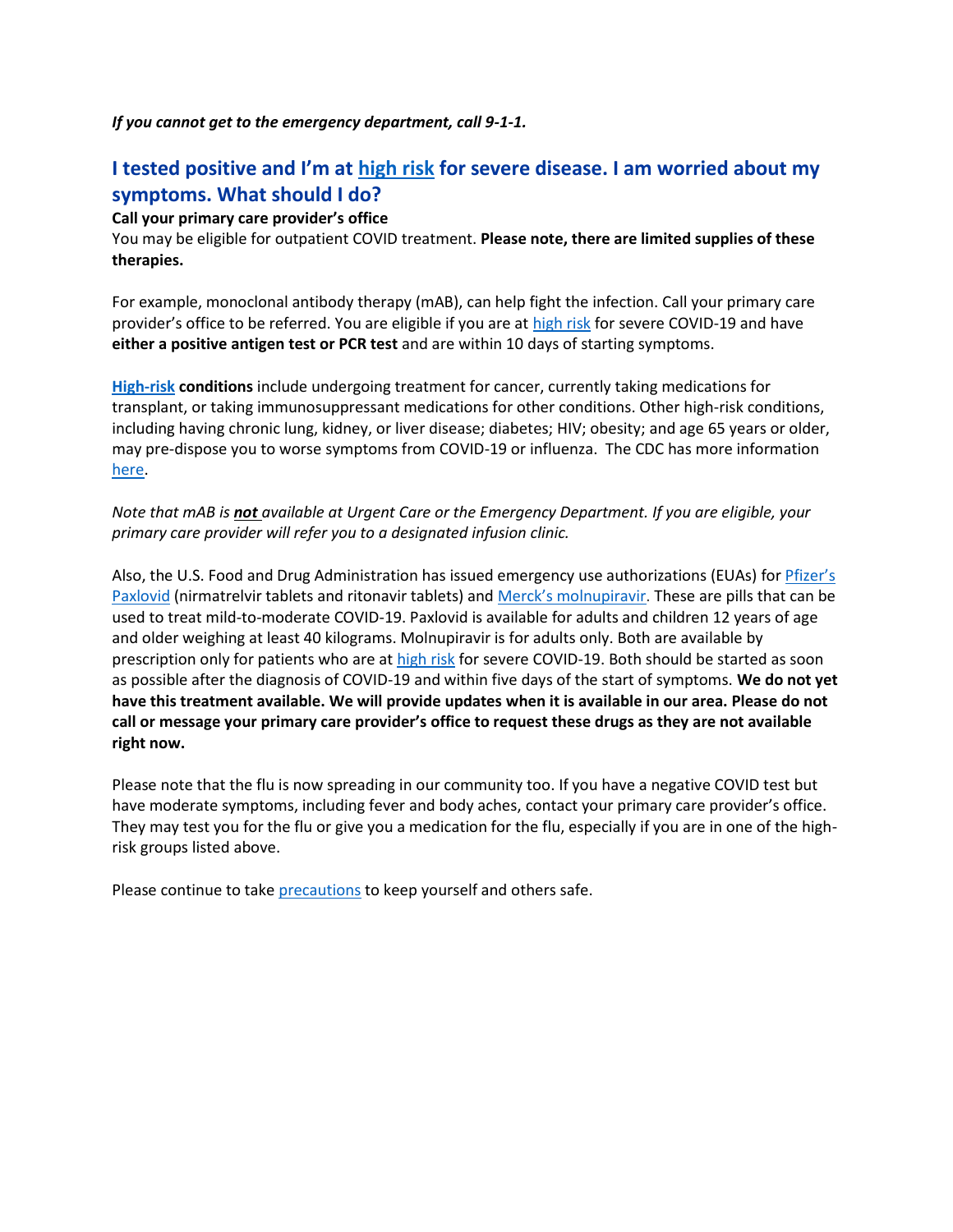*If you cannot get to the emergency department, call 9-1-1.*

## I tested positive and I'm at high risk for severe disease. I am worried about my symptoms. What should I do?

**Call your primary care provider's office**

You may be eligible for outpatient COVID treatment. **Please note, there are limited supplies of these therapies.**

For example, monoclonal antibody therapy (mAB), can help fight the infection. Call your primary care provider's office to be referred. You are eligible if you are at high risk for severe COVID-19 and have **either a positive antigen test or PCR test** and are within 10 days of starting symptoms.

**High-risk conditions** include undergoing treatment for cancer, currently taking medications for transplant, or taking immunosuppressant medications for other conditions. Other high-risk conditions, including having chronic lung, kidney, or liver disease; diabetes; HIV; obesity; and age 65 years or older, may pre-dispose you to worse symptoms from COVID-19 or influenza. The CDC has more information here.

*Note that mAB is **not** available at Urgent Care or the Emergency Department. If you are eligible, your primary care provider will refer you to a designated infusion clinic.*

Also, the U.S. Food and Drug Administration has issued emergency use authorizations (EUAs) for Pfizer's Paxlovid (nirmatrelvir tablets and ritonavir tablets) and Merck's molnupiravir. These are pills that can be used to treat mild-to-moderate COVID-19. Paxlovid is available for adults and children 12 years of age and older weighing at least 40 kilograms. Molnupiravir is for adults only. Both are available by prescription only for patients who are at high risk for severe COVID-19. Both should be started as soon as possible after the diagnosis of COVID-19 and within five days of the start of symptoms. **We do not yet have this treatment available. We will provide updates when it is available in our area. Please do not call or message your primary care provider's office to request these drugs as they are not available right now.**

Please note that the flu is now spreading in our community too. If you have a negative COVID test but have moderate symptoms, including fever and body aches, contact your primary care provider's office. They may test you for the flu or give you a medication for the flu, especially if you are in one of the high-risk groups listed above.

Please continue to take precautions to keep yourself and others safe.